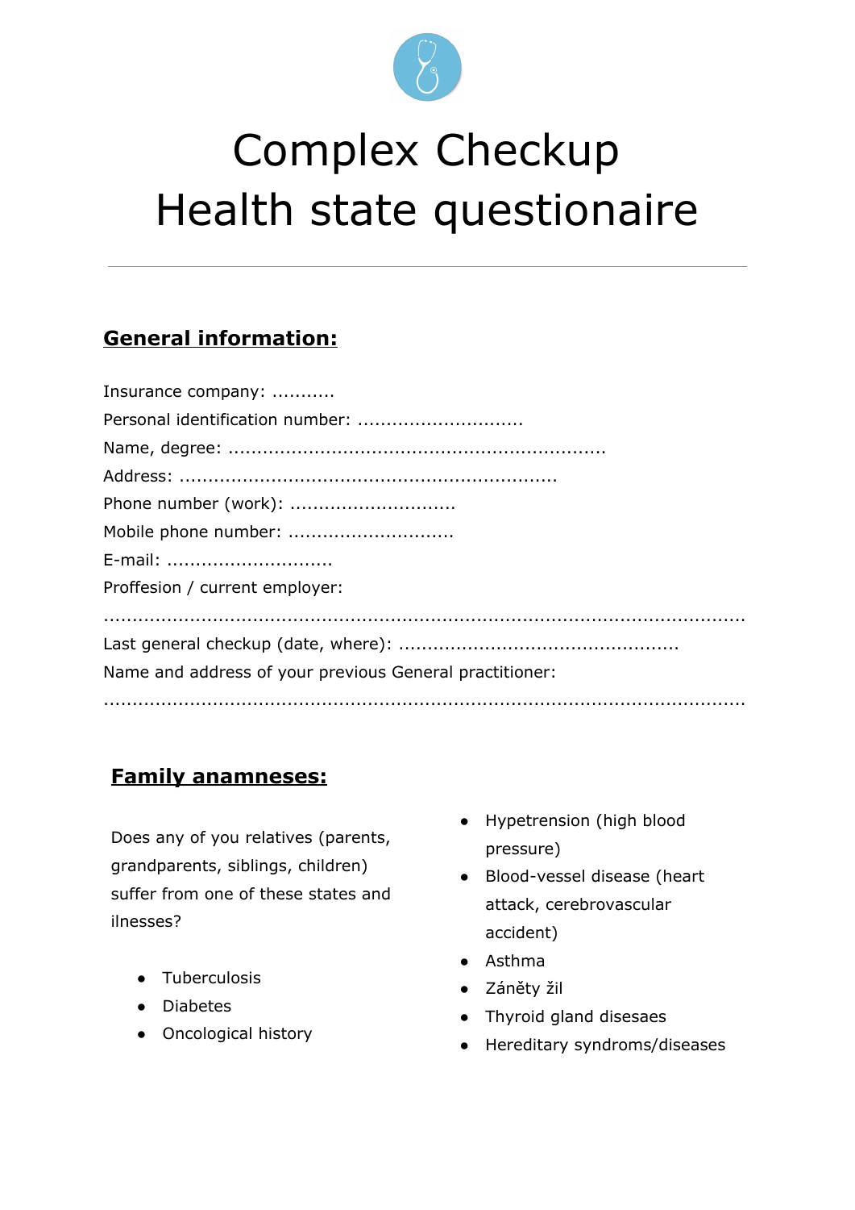# Complex Checkup
# Health state questionaire

---

## General information:

Insurance company: ...........
Personal identification number: .............................
Name, degree: .................................................................
Address: .................................................................
Phone number (work): .............................
Mobile phone number: .............................
E-mail: .............................
Proffesion / current employer:
.......................................................................................................
Last general checkup (date, where): ................................................
Name and address of your previous General practitioner:
.......................................................................................................

## Family anamneses:

Does any of you relatives (parents, grandparents, siblings, children) suffer from one of these states and ilnesses?

- Tuberculosis
- Diabetes
- Oncological history
- Hypetrension (high blood pressure)
- Blood-vessel disease (heart attack, cerebrovascular accident)
- Asthma
- Záněty žil
- Thyroid gland disesaes
- Hereditary syndroms/diseases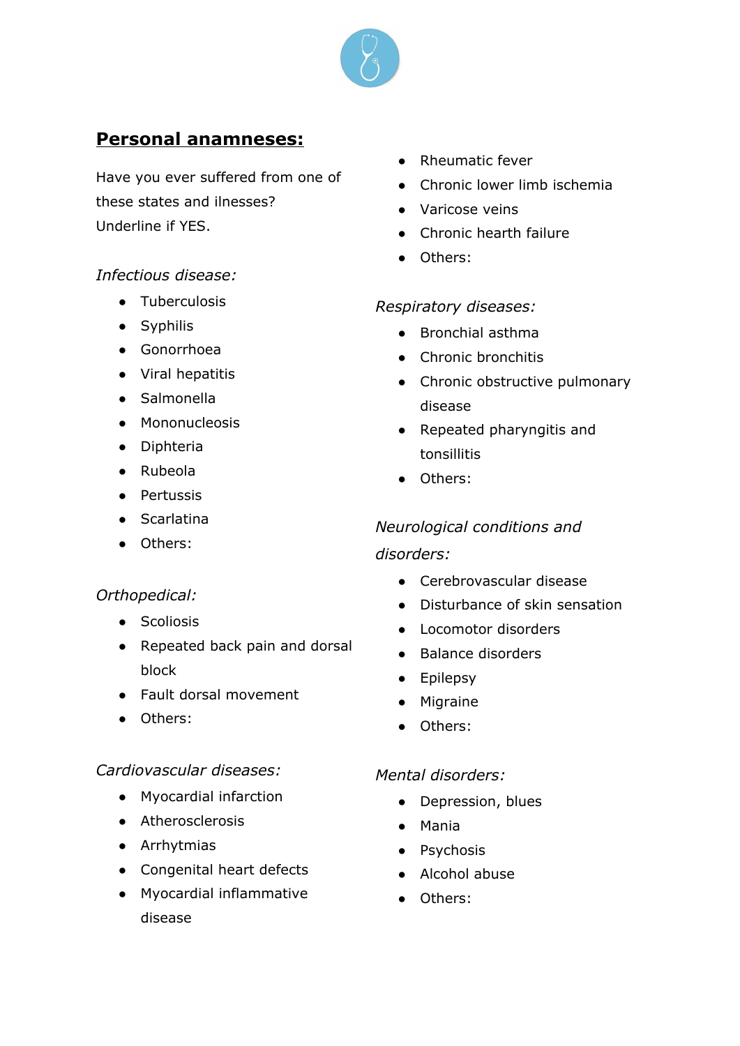## Personal anamneses:

Have you ever suffered from one of these states and ilnesses?
Underline if YES.

*Infectious disease:*

- Tuberculosis
- Syphilis
- Gonorrhoea
- Viral hepatitis
- Salmonella
- Mononucleosis
- Diphteria
- Rubeola
- Pertussis
- Scarlatina
- Others:

*Orthopedical:*

- Scoliosis
- Repeated back pain and dorsal block
- Fault dorsal movement
- Others:

*Cardiovascular diseases:*

- Myocardial infarction
- Atherosclerosis
- Arrhytmias
- Congenital heart defects
- Myocardial inflammative disease
- Rheumatic fever
- Chronic lower limb ischemia
- Varicose veins
- Chronic hearth failure
- Others:

*Respiratory diseases:*

- Bronchial asthma
- Chronic bronchitis
- Chronic obstructive pulmonary disease
- Repeated pharyngitis and tonsillitis
- Others:

*Neurological conditions and disorders:*

- Cerebrovascular disease
- Disturbance of skin sensation
- Locomotor disorders
- Balance disorders
- Epilepsy
- Migraine
- Others:

*Mental disorders:*

- Depression, blues
- Mania
- Psychosis
- Alcohol abuse
- Others: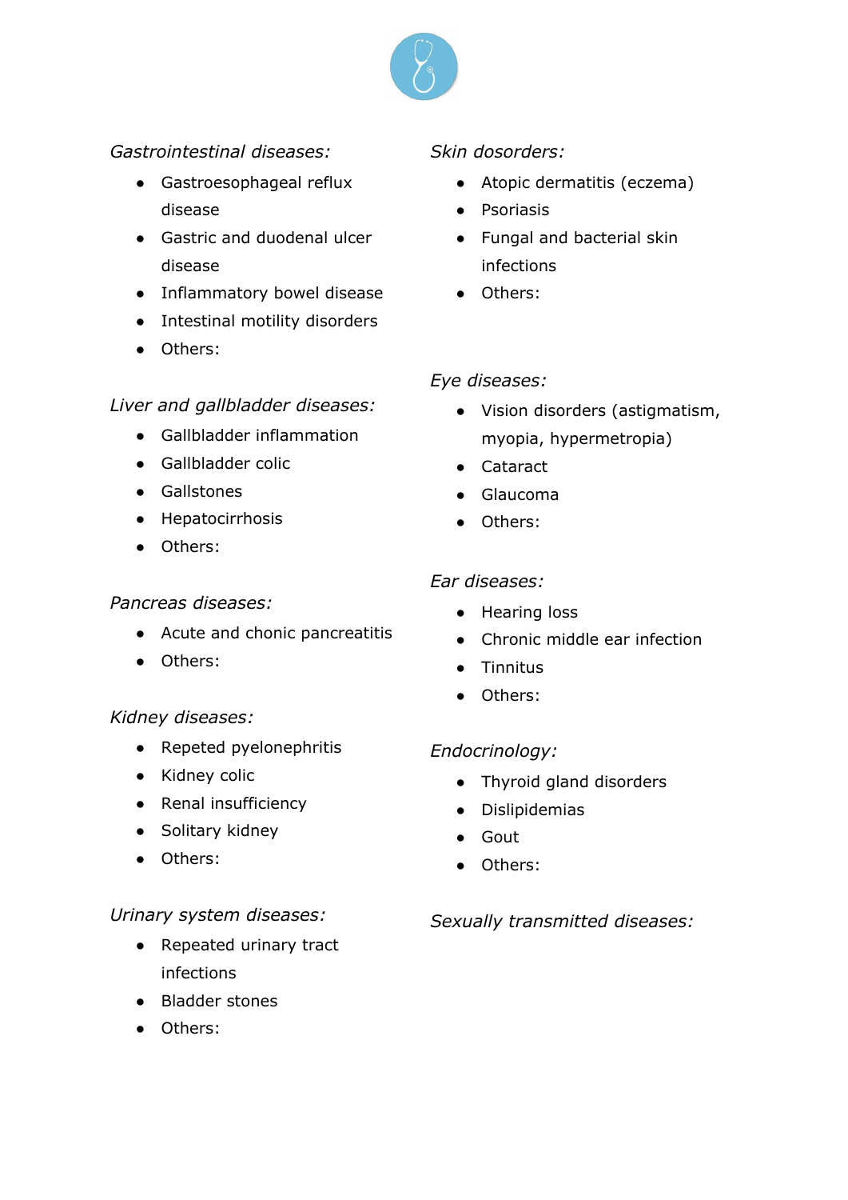*Gastrointestinal diseases:*

- Gastroesophageal reflux disease
- Gastric and duodenal ulcer disease
- Inflammatory bowel disease
- Intestinal motility disorders
- Others:

*Liver and gallbladder diseases:*

- Gallbladder inflammation
- Gallbladder colic
- Gallstones
- Hepatocirrhosis
- Others:

*Pancreas diseases:*

- Acute and chonic pancreatitis
- Others:

*Kidney diseases:*

- Repeted pyelonephritis
- Kidney colic
- Renal insufficiency
- Solitary kidney
- Others:

*Urinary system diseases:*

- Repeated urinary tract infections
- Bladder stones
- Others:

*Skin dosorders:*

- Atopic dermatitis (eczema)
- Psoriasis
- Fungal and bacterial skin infections
- Others:

*Eye diseases:*

- Vision disorders (astigmatism, myopia, hypermetropia)
- Cataract
- Glaucoma
- Others:

*Ear diseases:*

- Hearing loss
- Chronic middle ear infection
- Tinnitus
- Others:

*Endocrinology:*

- Thyroid gland disorders
- Dislipidemias
- Gout
- Others:

*Sexually transmitted diseases:*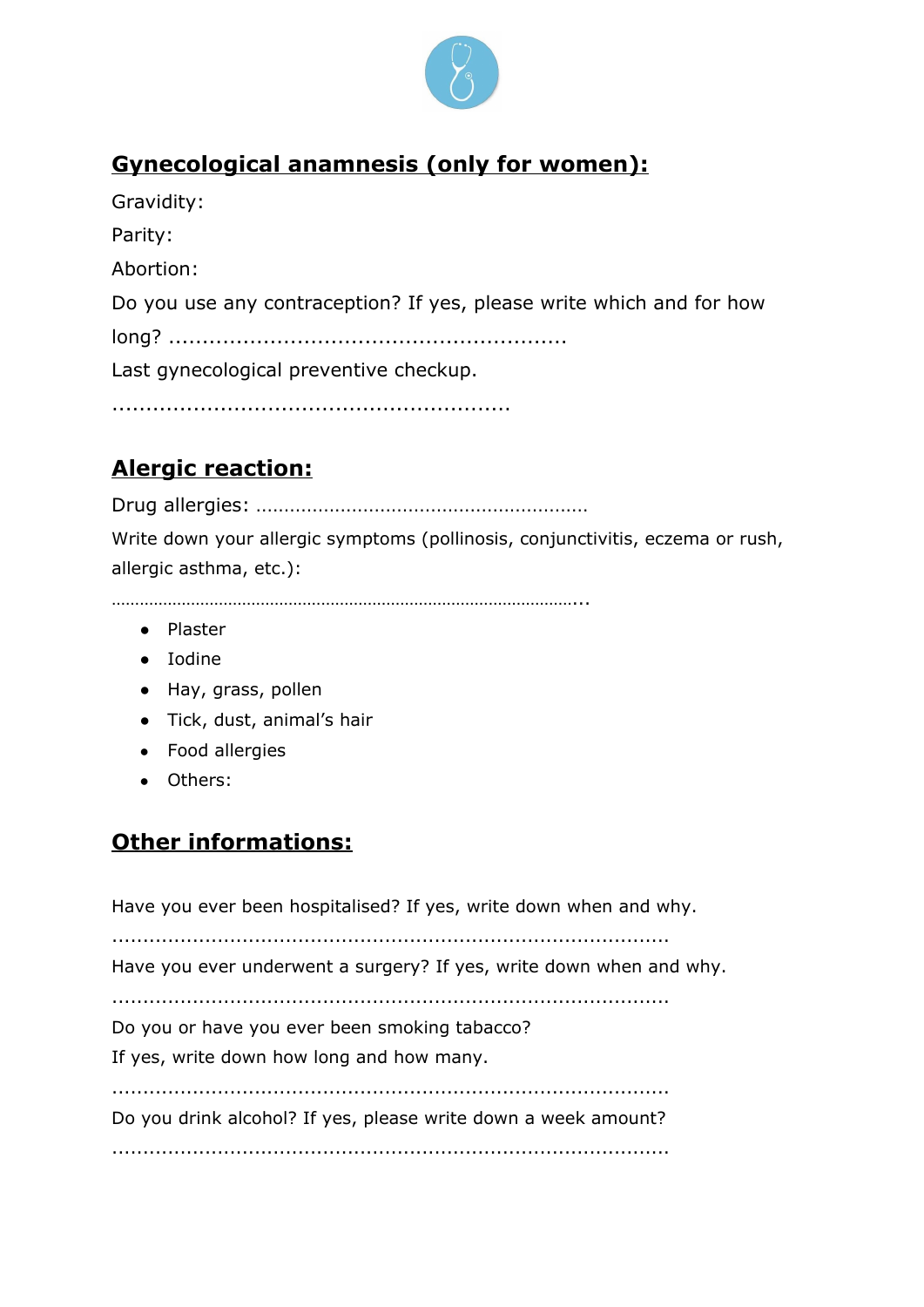## Gynecological anamnesis (only for women):

Gravidity:

Parity:

Abortion:

Do you use any contraception? If yes, please write which and for how long? ............................................................

Last gynecological preventive checkup.

............................................................

## Alergic reaction:

Drug allergies: ............................................................

Write down your allergic symptoms (pollinosis, conjunctivitis, eczema or rush, allergic asthma, etc.):

............................................................

- Plaster
- Iodine
- Hay, grass, pollen
- Tick, dust, animal's hair
- Food allergies
- Others:

## Other informations:

Have you ever been hospitalised? If yes, write down when and why.

............................................................

Have you ever underwent a surgery? If yes, write down when and why.

............................................................

Do you or have you ever been smoking tabacco?

If yes, write down how long and how many.

............................................................

Do you drink alcohol? If yes, please write down a week amount?

............................................................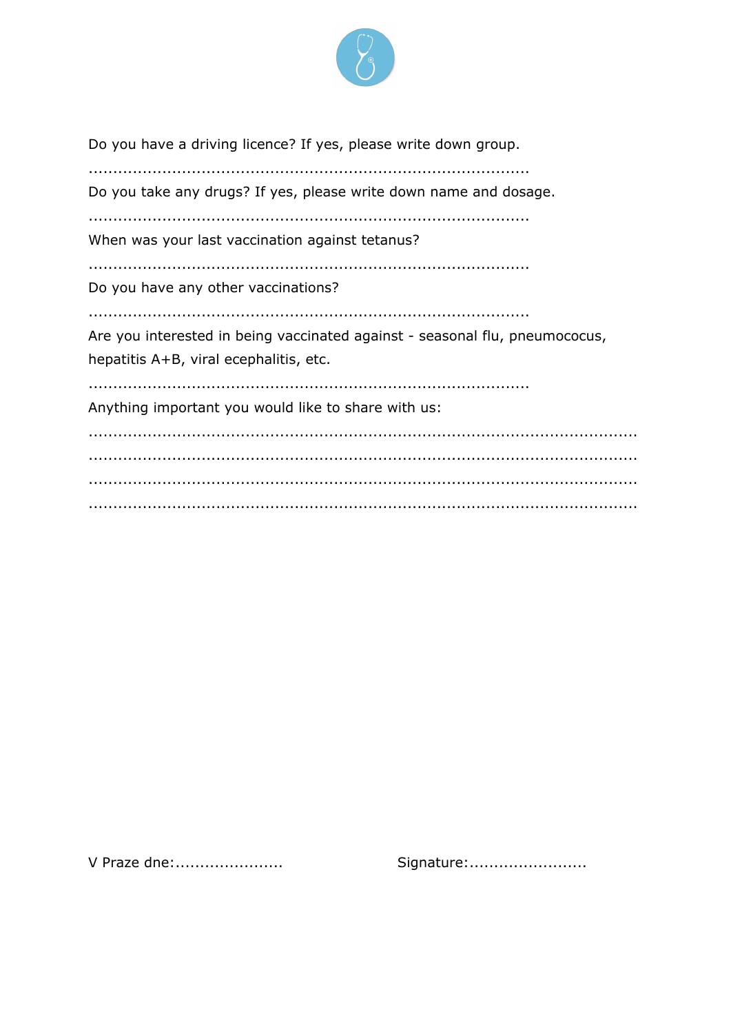Do you have a driving licence? If yes, please write down group.

..........................................................................................

Do you take any drugs? If yes, please write down name and dosage.

..........................................................................................

When was your last vaccination against tetanus?

..........................................................................................

Do you have any other vaccinations?

..........................................................................................

Are you interested in being vaccinated against - seasonal flu, pneumococus, hepatitis A+B, viral ecephalitis, etc.

..........................................................................................

Anything important you would like to share with us:

..............................................................................................................

..............................................................................................................

..............................................................................................................

..............................................................................................................

V Praze dne:......................     Signature:........................